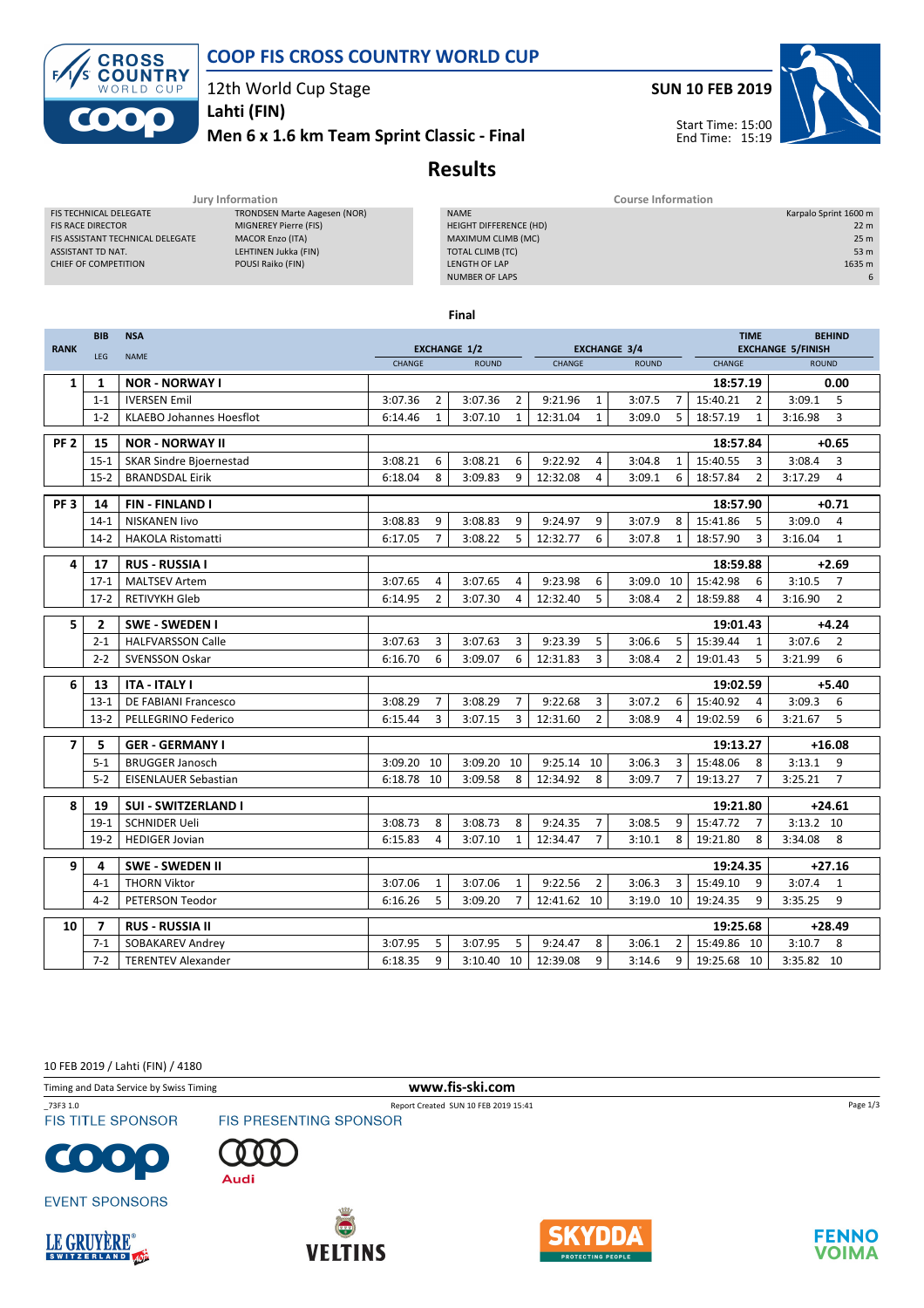# COOP FIS CROSS COUNTRY WORLD CUP

12th World Cup Stage
**Lahti (FIN)**
**Men 6 x 1.6 km Team Sprint Classic - Final**

**SUN 10 FEB 2019**

Start Time: 15:00
End Time: 15:19

## Results

**Jury Information**

| | |
|---|---|
| FIS TECHNICAL DELEGATE | TRONDSEN Marte Aagesen (NOR) |
| FIS RACE DIRECTOR | MIGNEREY Pierre (FIS) |
| FIS ASSISTANT TECHNICAL DELEGATE | MACOR Enzo (ITA) |
| ASSISTANT TD NAT. | LEHTINEN Jukka (FIN) |
| CHIEF OF COMPETITION | POUSI Raiko (FIN) |

**Course Information**

| | |
|---|---|
| NAME | Karpalo Sprint 1600 m |
| HEIGHT DIFFERENCE (HD) | 22 m |
| MAXIMUM CLIMB (MC) | 25 m |
| TOTAL CLIMB (TC) | 53 m |
| LENGTH OF LAP | 1635 m |
| NUMBER OF LAPS | 6 |

### Final

| RANK | BIB / LEG | NSA / NAME | EXCHANGE 1/2 CHANGE | | EXCHANGE 1/2 ROUND | | EXCHANGE 3/4 CHANGE | | EXCHANGE 3/4 ROUND | | TIME / EXCHANGE 5/FINISH CHANGE | | BEHIND / EXCHANGE 5/FINISH ROUND | |
|---|---|---|---|---|---|---|---|---|---|---|---|---|---|---|
| 1 | 1 | NOR - NORWAY I | | | | | | | | | 18:57.19 | | 0.00 | |
| | 1-1 | IVERSEN Emil | 3:07.36 | 2 | 3:07.36 | 2 | 9:21.96 | 1 | 3:07.5 | 7 | 15:40.21 | 2 | 3:09.1 | 5 |
| | 1-2 | KLAEBO Johannes Hoesflot | 6:14.46 | 1 | 3:07.10 | 1 | 12:31.04 | 1 | 3:09.0 | 5 | 18:57.19 | 1 | 3:16.98 | 3 |
| PF 2 | 15 | NOR - NORWAY II | | | | | | | | | 18:57.84 | | +0.65 | |
| | 15-1 | SKAR Sindre Bjoernestad | 3:08.21 | 6 | 3:08.21 | 6 | 9:22.92 | 4 | 3:04.8 | 1 | 15:40.55 | 3 | 3:08.4 | 3 |
| | 15-2 | BRANDSDAL Eirik | 6:18.04 | 8 | 3:09.83 | 9 | 12:32.08 | 4 | 3:09.1 | 6 | 18:57.84 | 2 | 3:17.29 | 4 |
| PF 3 | 14 | FIN - FINLAND I | | | | | | | | | 18:57.90 | | +0.71 | |
| | 14-1 | NISKANEN Iivo | 3:08.83 | 9 | 3:08.83 | 9 | 9:24.97 | 9 | 3:07.9 | 8 | 15:41.86 | 5 | 3:09.0 | 4 |
| | 14-2 | HAKOLA Ristomatti | 6:17.05 | 7 | 3:08.22 | 5 | 12:32.77 | 6 | 3:07.8 | 1 | 18:57.90 | 3 | 3:16.04 | 1 |
| 4 | 17 | RUS - RUSSIA I | | | | | | | | | 18:59.88 | | +2.69 | |
| | 17-1 | MALTSEV Artem | 3:07.65 | 4 | 3:07.65 | 4 | 9:23.98 | 6 | 3:09.0 | 10 | 15:42.98 | 6 | 3:10.5 | 7 |
| | 17-2 | RETIVYKH Gleb | 6:14.95 | 2 | 3:07.30 | 4 | 12:32.40 | 5 | 3:08.4 | 2 | 18:59.88 | 4 | 3:16.90 | 2 |
| 5 | 2 | SWE - SWEDEN I | | | | | | | | | 19:01.43 | | +4.24 | |
| | 2-1 | HALFVARSSON Calle | 3:07.63 | 3 | 3:07.63 | 3 | 9:23.39 | 5 | 3:06.6 | 5 | 15:39.44 | 1 | 3:07.6 | 2 |
| | 2-2 | SVENSSON Oskar | 6:16.70 | 6 | 3:09.07 | 6 | 12:31.83 | 3 | 3:08.4 | 2 | 19:01.43 | 5 | 3:21.99 | 6 |
| 6 | 13 | ITA - ITALY I | | | | | | | | | 19:02.59 | | +5.40 | |
| | 13-1 | DE FABIANI Francesco | 3:08.29 | 7 | 3:08.29 | 7 | 9:22.68 | 3 | 3:07.2 | 6 | 15:40.92 | 4 | 3:09.3 | 6 |
| | 13-2 | PELLEGRINO Federico | 6:15.44 | 3 | 3:07.15 | 3 | 12:31.60 | 2 | 3:08.9 | 4 | 19:02.59 | 6 | 3:21.67 | 5 |
| 7 | 5 | GER - GERMANY I | | | | | | | | | 19:13.27 | | +16.08 | |
| | 5-1 | BRUGGER Janosch | 3:09.20 | 10 | 3:09.20 | 10 | 9:25.14 | 10 | 3:06.3 | 3 | 15:48.06 | 8 | 3:13.1 | 9 |
| | 5-2 | EISENLAUER Sebastian | 6:18.78 | 10 | 3:09.58 | 8 | 12:34.92 | 8 | 3:09.7 | 7 | 19:13.27 | 7 | 3:25.21 | 7 |
| 8 | 19 | SUI - SWITZERLAND I | | | | | | | | | 19:21.80 | | +24.61 | |
| | 19-1 | SCHNIDER Ueli | 3:08.73 | 8 | 3:08.73 | 8 | 9:24.35 | 7 | 3:08.5 | 9 | 15:47.72 | 7 | 3:13.2 | 10 |
| | 19-2 | HEDIGER Jovian | 6:15.83 | 4 | 3:07.10 | 1 | 12:34.47 | 7 | 3:10.1 | 8 | 19:21.80 | 8 | 3:34.08 | 8 |
| 9 | 4 | SWE - SWEDEN II | | | | | | | | | 19:24.35 | | +27.16 | |
| | 4-1 | THORN Viktor | 3:07.06 | 1 | 3:07.06 | 1 | 9:22.56 | 2 | 3:06.3 | 3 | 15:49.10 | 9 | 3:07.4 | 1 |
| | 4-2 | PETERSON Teodor | 6:16.26 | 5 | 3:09.20 | 7 | 12:41.62 | 10 | 3:19.0 | 10 | 19:24.35 | 9 | 3:35.25 | 9 |
| 10 | 7 | RUS - RUSSIA II | | | | | | | | | 19:25.68 | | +28.49 | |
| | 7-1 | SOBAKAREV Andrey | 3:07.95 | 5 | 3:07.95 | 5 | 9:24.47 | 8 | 3:06.1 | 2 | 15:49.86 | 10 | 3:10.7 | 8 |
| | 7-2 | TERENTEV Alexander | 6:18.35 | 9 | 3:10.40 | 10 | 12:39.08 | 9 | 3:14.6 | 9 | 19:25.68 | 10 | 3:35.82 | 10 |

10 FEB 2019 / Lahti (FIN) / 4180

Timing and Data Service by Swiss Timing — www.fis-ski.com

_73F3 1.0 — Report Created SUN 10 FEB 2019 15:41

FIS TITLE SPONSOR — FIS PRESENTING SPONSOR — EVENT SPONSORS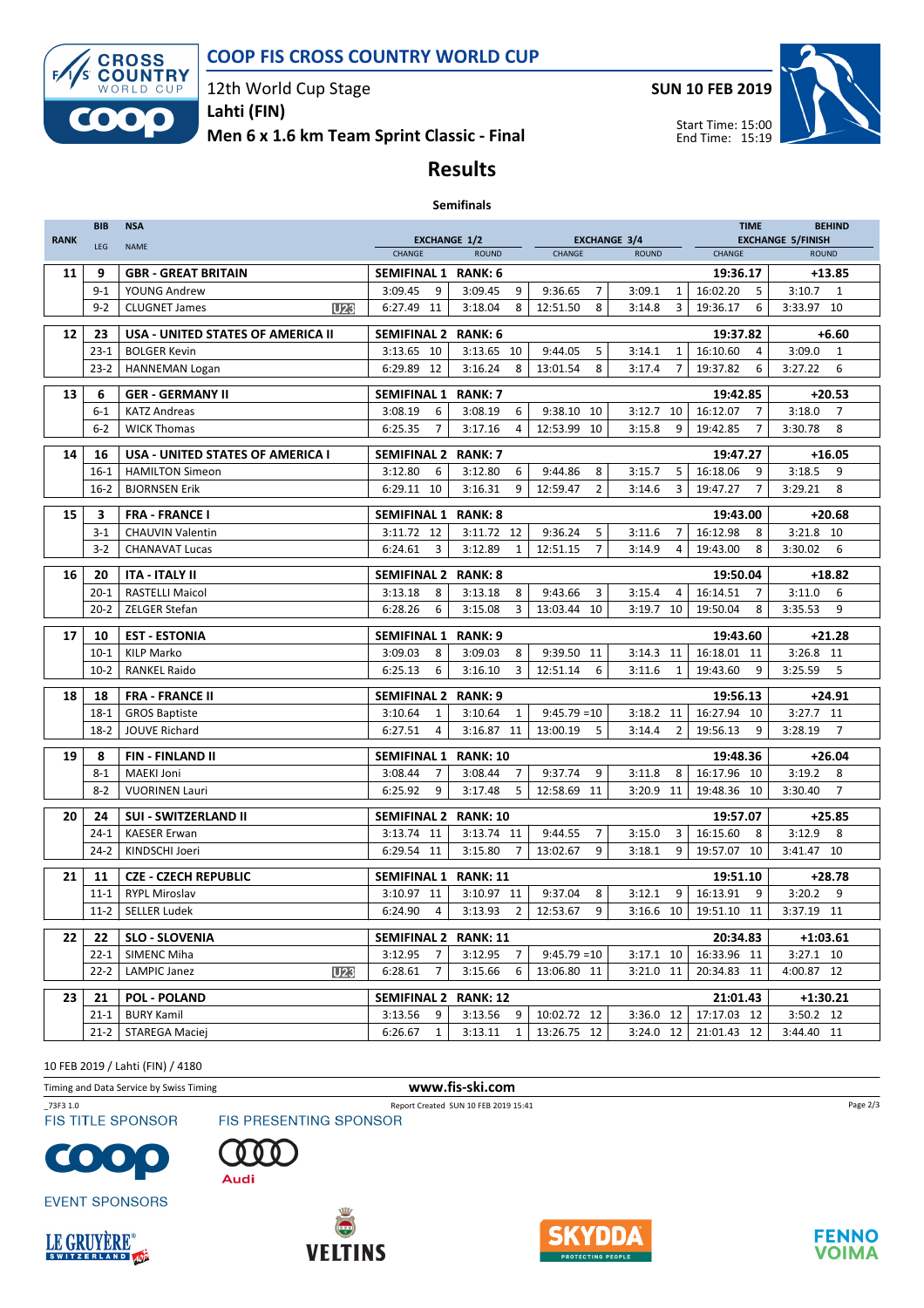# COOP FIS CROSS COUNTRY WORLD CUP

12th World Cup Stage
Lahti (FIN)
**Men 6 x 1.6 km Team Sprint Classic - Final**

SUN 10 FEB 2019

Start Time: 15:00
End Time: 15:19

## Results

### Semifinals

| RANK | BIB / LEG | NSA / NAME | | EXCHANGE 1/2 CHANGE | | EXCHANGE 1/2 ROUND | | EXCHANGE 3/4 CHANGE | | EXCHANGE 3/4 ROUND | | TIME EXCHANGE CHANGE | | BEHIND 5/FINISH ROUND | |
|---|---|---|---|---|---|---|---|---|---|---|---|---|---|---|---|
| 11 | 9 | **GBR - GREAT BRITAIN** | | **SEMIFINAL 1** | | **RANK: 6** | | | | | | **19:36.17** | | **+13.85** | |
| | 9-1 | YOUNG Andrew | | 3:09.45 | 9 | 3:09.45 | 9 | 9:36.65 | 7 | 3:09.1 | 1 | 16:02.20 | 5 | 3:10.7 | 1 |
| | 9-2 | CLUGNET James | U23 | 6:27.49 | 11 | 3:18.04 | 8 | 12:51.50 | 8 | 3:14.8 | 3 | 19:36.17 | 6 | 3:33.97 | 10 |
| 12 | 23 | **USA - UNITED STATES OF AMERICA II** | | **SEMIFINAL 2** | | **RANK: 6** | | | | | | **19:37.82** | | **+6.60** | |
| | 23-1 | BOLGER Kevin | | 3:13.65 | 10 | 3:13.65 | 10 | 9:44.05 | 5 | 3:14.1 | 1 | 16:10.60 | 4 | 3:09.0 | 1 |
| | 23-2 | HANNEMAN Logan | | 6:29.89 | 12 | 3:16.24 | 8 | 13:01.54 | 8 | 3:17.4 | 7 | 19:37.82 | 6 | 3:27.22 | 6 |
| 13 | 6 | **GER - GERMANY II** | | **SEMIFINAL 1** | | **RANK: 7** | | | | | | **19:42.85** | | **+20.53** | |
| | 6-1 | KATZ Andreas | | 3:08.19 | 6 | 3:08.19 | 6 | 9:38.10 | 10 | 3:12.7 | 10 | 16:12.07 | 7 | 3:18.0 | 7 |
| | 6-2 | WICK Thomas | | 6:25.35 | 7 | 3:17.16 | 4 | 12:53.99 | 10 | 3:15.8 | 9 | 19:42.85 | 7 | 3:30.78 | 8 |
| 14 | 16 | **USA - UNITED STATES OF AMERICA I** | | **SEMIFINAL 2** | | **RANK: 7** | | | | | | **19:47.27** | | **+16.05** | |
| | 16-1 | HAMILTON Simeon | | 3:12.80 | 6 | 3:12.80 | 6 | 9:44.86 | 8 | 3:15.7 | 5 | 16:18.06 | 9 | 3:18.5 | 9 |
| | 16-2 | BJORNSEN Erik | | 6:29.11 | 10 | 3:16.31 | 9 | 12:59.47 | 2 | 3:14.6 | 3 | 19:47.27 | 7 | 3:29.21 | 8 |
| 15 | 3 | **FRA - FRANCE I** | | **SEMIFINAL 1** | | **RANK: 8** | | | | | | **19:43.00** | | **+20.68** | |
| | 3-1 | CHAUVIN Valentin | | 3:11.72 | 12 | 3:11.72 | 12 | 9:36.24 | 5 | 3:11.6 | 7 | 16:12.98 | 8 | 3:21.8 | 10 |
| | 3-2 | CHANAVAT Lucas | | 6:24.61 | 3 | 3:12.89 | 1 | 12:51.15 | 7 | 3:14.9 | 4 | 19:43.00 | 8 | 3:30.02 | 6 |
| 16 | 20 | **ITA - ITALY II** | | **SEMIFINAL 2** | | **RANK: 8** | | | | | | **19:50.04** | | **+18.82** | |
| | 20-1 | RASTELLI Maicol | | 3:13.18 | 8 | 3:13.18 | 8 | 9:43.66 | 3 | 3:15.4 | 4 | 16:14.51 | 7 | 3:11.0 | 6 |
| | 20-2 | ZELGER Stefan | | 6:28.26 | 6 | 3:15.08 | 3 | 13:03.44 | 10 | 3:19.7 | 10 | 19:50.04 | 8 | 3:35.53 | 9 |
| 17 | 10 | **EST - ESTONIA** | | **SEMIFINAL 1** | | **RANK: 9** | | | | | | **19:43.60** | | **+21.28** | |
| | 10-1 | KILP Marko | | 3:09.03 | 8 | 3:09.03 | 8 | 9:39.50 | 11 | 3:14.3 | 11 | 16:18.01 | 11 | 3:26.8 | 11 |
| | 10-2 | RANKEL Raido | | 6:25.13 | 6 | 3:16.10 | 3 | 12:51.14 | 6 | 3:11.6 | 1 | 19:43.60 | 9 | 3:25.59 | 5 |
| 18 | 18 | **FRA - FRANCE II** | | **SEMIFINAL 2** | | **RANK: 9** | | | | | | **19:56.13** | | **+24.91** | |
| | 18-1 | GROS Baptiste | | 3:10.64 | 1 | 3:10.64 | 1 | 9:45.79 | =10 | 3:18.2 | 11 | 16:27.94 | 10 | 3:27.7 | 11 |
| | 18-2 | JOUVE Richard | | 6:27.51 | 4 | 3:16.87 | 11 | 13:00.19 | 5 | 3:14.4 | 2 | 19:56.13 | 9 | 3:28.19 | 7 |
| 19 | 8 | **FIN - FINLAND II** | | **SEMIFINAL 1** | | **RANK: 10** | | | | | | **19:48.36** | | **+26.04** | |
| | 8-1 | MAEKI Joni | | 3:08.44 | 7 | 3:08.44 | 7 | 9:37.74 | 9 | 3:11.8 | 8 | 16:17.96 | 10 | 3:19.2 | 8 |
| | 8-2 | VUORINEN Lauri | | 6:25.92 | 9 | 3:17.48 | 5 | 12:58.69 | 11 | 3:20.9 | 11 | 19:48.36 | 10 | 3:30.40 | 7 |
| 20 | 24 | **SUI - SWITZERLAND II** | | **SEMIFINAL 2** | | **RANK: 10** | | | | | | **19:57.07** | | **+25.85** | |
| | 24-1 | KAESER Erwan | | 3:13.74 | 11 | 3:13.74 | 11 | 9:44.55 | 7 | 3:15.0 | 3 | 16:15.60 | 8 | 3:12.9 | 8 |
| | 24-2 | KINDSCHI Joeri | | 6:29.54 | 11 | 3:15.80 | 7 | 13:02.67 | 9 | 3:18.1 | 9 | 19:57.07 | 10 | 3:41.47 | 10 |
| 21 | 11 | **CZE - CZECH REPUBLIC** | | **SEMIFINAL 1** | | **RANK: 11** | | | | | | **19:51.10** | | **+28.78** | |
| | 11-1 | RYPL Miroslav | | 3:10.97 | 11 | 3:10.97 | 11 | 9:37.04 | 8 | 3:12.1 | 9 | 16:13.91 | 9 | 3:20.2 | 9 |
| | 11-2 | SELLER Ludek | | 6:24.90 | 4 | 3:13.93 | 2 | 12:53.67 | 9 | 3:16.6 | 10 | 19:51.10 | 11 | 3:37.19 | 11 |
| 22 | 22 | **SLO - SLOVENIA** | | **SEMIFINAL 2** | | **RANK: 11** | | | | | | **20:34.83** | | **+1:03.61** | |
| | 22-1 | SIMENC Miha | | 3:12.95 | 7 | 3:12.95 | 7 | 9:45.79 | =10 | 3:17.1 | 10 | 16:33.96 | 11 | 3:27.1 | 10 |
| | 22-2 | LAMPIC Janez | U23 | 6:28.61 | 7 | 3:15.66 | 6 | 13:06.80 | 11 | 3:21.0 | 11 | 20:34.83 | 11 | 4:00.87 | 12 |
| 23 | 21 | **POL - POLAND** | | **SEMIFINAL 2** | | **RANK: 12** | | | | | | **21:01.43** | | **+1:30.21** | |
| | 21-1 | BURY Kamil | | 3:13.56 | 9 | 3:13.56 | 9 | 10:02.72 | 12 | 3:36.0 | 12 | 17:17.03 | 12 | 3:50.2 | 12 |
| | 21-2 | STAREGA Maciej | | 6:26.67 | 1 | 3:13.11 | 1 | 13:26.75 | 12 | 3:24.0 | 12 | 21:01.43 | 12 | 3:44.40 | 11 |

10 FEB 2019 / Lahti (FIN) / 4180

Timing and Data Service by Swiss Timing — www.fis-ski.com

_73F3 1.0 — Report Created SUN 10 FEB 2019 15:41

FIS TITLE SPONSOR — FIS PRESENTING SPONSOR — EVENT SPONSORS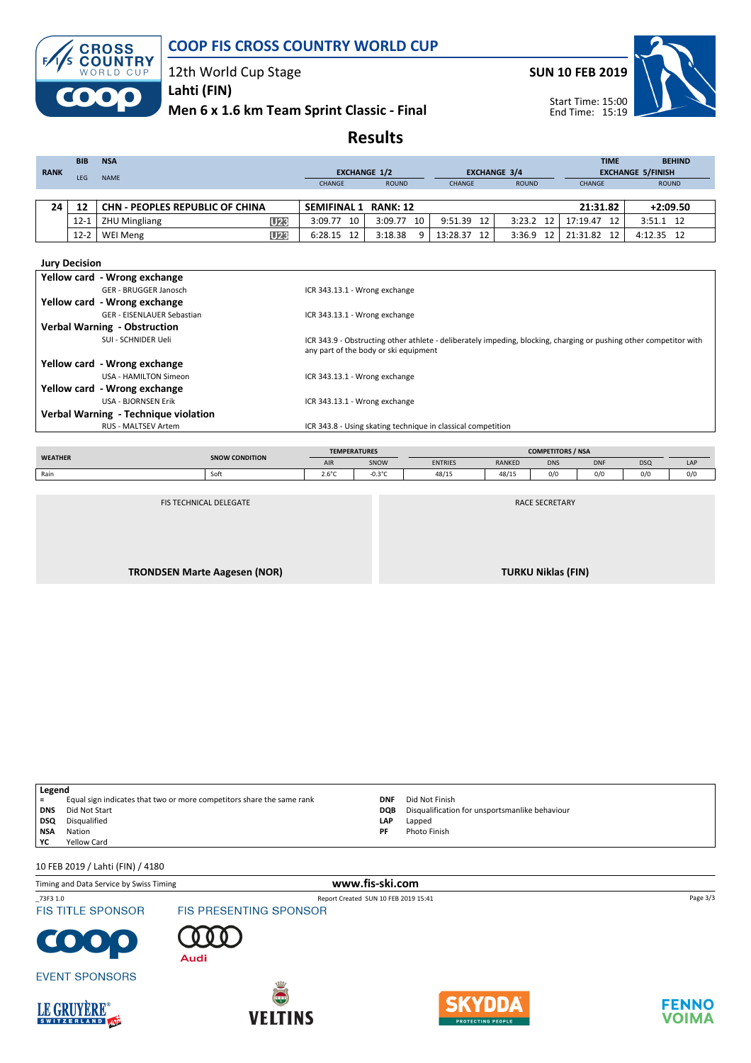# COOP FIS CROSS COUNTRY WORLD CUP

12th World Cup Stage

**Lahti (FIN)**

**Men 6 x 1.6 km Team Sprint Classic - Final**

**SUN 10 FEB 2019**

Start Time: 15:00
End Time: 15:19

## Results

| RANK | BIB / LEG | NSA / NAME | | EXCHANGE 1/2 CHANGE | EXCHANGE 1/2 ROUND | EXCHANGE 3/4 CHANGE | EXCHANGE 3/4 ROUND | TIME EXCHANGE 5/FINISH CHANGE | BEHIND ROUND |
|---|---|---|---|---|---|---|---|---|---|
| 24 | 12 | CHN - PEOPLES REPUBLIC OF CHINA | | SEMIFINAL 1 | RANK: 12 | | | 21:31.82 | +2:09.50 |
| | 12-1 | ZHU Mingliang | U23 | 3:09.77 10 | 3:09.77 10 | 9:51.39 12 | 3:23.2 12 | 17:19.47 12 | 3:51.1 12 |
| | 12-2 | WEI Meng | U23 | 6:28.15 12 | 3:18.38 9 | 13:28.37 12 | 3:36.9 12 | 21:31.82 12 | 4:12.35 12 |

### Jury Decision

| | |
|---|---|
| **Yellow card - Wrong exchange** | |
| GER - BRUGGER Janosch | ICR 343.13.1 - Wrong exchange |
| **Yellow card - Wrong exchange** | |
| GER - EISENLAUER Sebastian | ICR 343.13.1 - Wrong exchange |
| **Verbal Warning - Obstruction** | |
| SUI - SCHNIDER Ueli | ICR 343.9 - Obstructing other athlete - deliberately impeding, blocking, charging or pushing other competitor with any part of the body or ski equipment |
| **Yellow card - Wrong exchange** | |
| USA - HAMILTON Simeon | ICR 343.13.1 - Wrong exchange |
| **Yellow card - Wrong exchange** | |
| USA - BJORNSEN Erik | ICR 343.13.1 - Wrong exchange |
| **Verbal Warning - Technique violation** | |
| RUS - MALTSEV Artem | ICR 343.8 - Using skating technique in classical competition |

| WEATHER | SNOW CONDITION | TEMPERATURES AIR | TEMPERATURES SNOW | ENTRIES | RANKED | DNS | DNF | DSQ | LAP |
|---|---|---|---|---|---|---|---|---|---|
| Rain | Soft | 2.6°C | -0.3°C | 48/15 | 48/15 | 0/0 | 0/0 | 0/0 | 0/0 |

| FIS TECHNICAL DELEGATE | RACE SECRETARY |
|---|---|
| **TRONDSEN Marte Aagesen (NOR)** | **TURKU Niklas (FIN)** |

**Legend**

- **=** Equal sign indicates that two or more competitors share the same rank
- **DNS** Did Not Start
- **DSQ** Disqualified
- **NSA** Nation
- **YC** Yellow Card
- **DNF** Did Not Finish
- **DQB** Disqualification for unsportsmanlike behaviour
- **LAP** Lapped
- **PF** Photo Finish

10 FEB 2019 / Lahti (FIN) / 4180

Timing and Data Service by Swiss Timing

www.fis-ski.com

_73F3 1.0

Report Created SUN 10 FEB 2019 15:41

FIS TITLE SPONSOR

FIS PRESENTING SPONSOR

EVENT SPONSORS